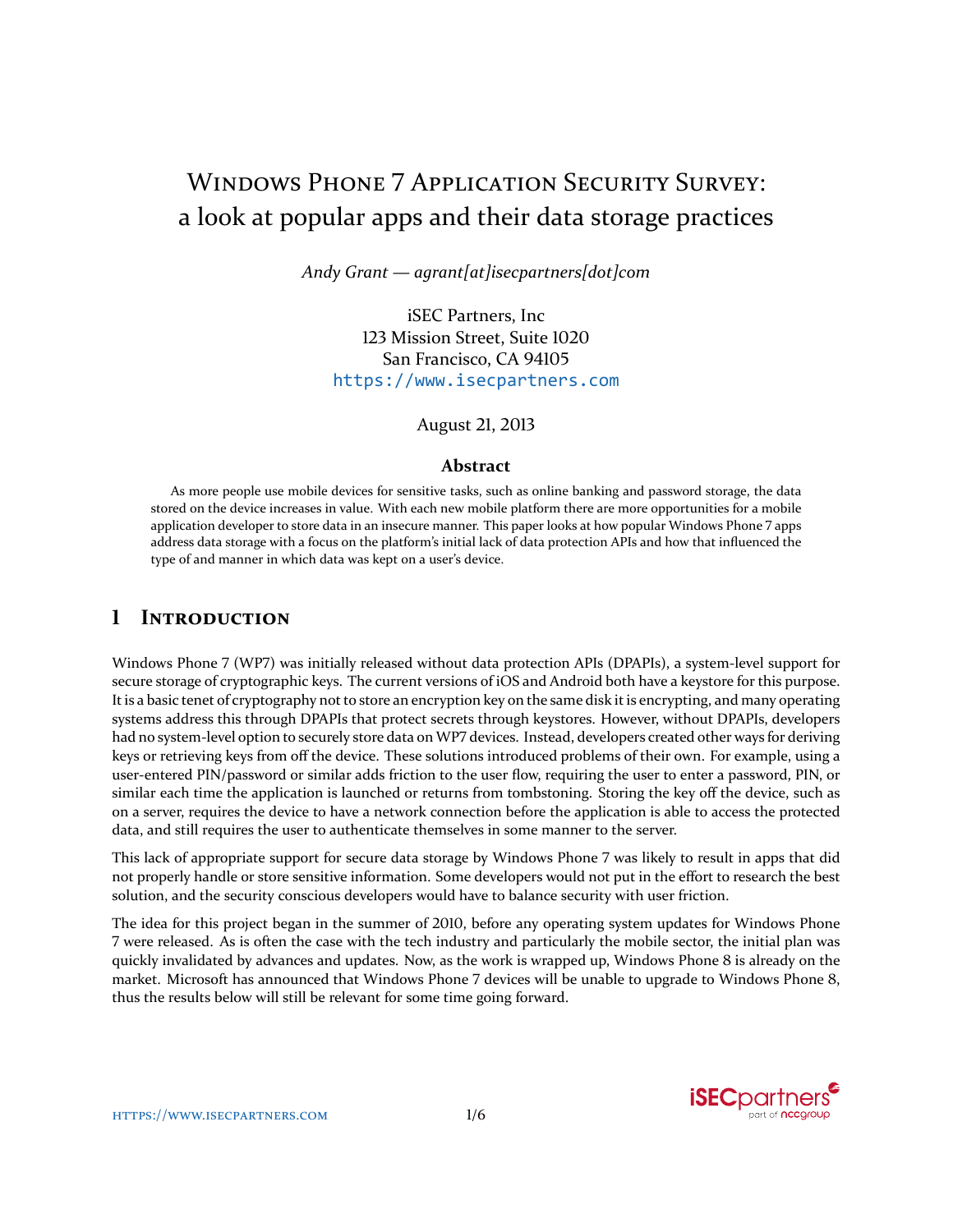# Windows Phone 7 Application Security Survey: a look at popular apps and their data storage practices

*Andy Grant — agrant[at]isecpartners[dot]com*

iSEC Partners, Inc
123 Mission Street, Suite 1020
San Francisco, CA 94105
https://www.isecpartners.com

August 21, 2013

### Abstract

As more people use mobile devices for sensitive tasks, such as online banking and password storage, the data stored on the device increases in value. With each new mobile platform there are more opportunities for a mobile application developer to store data in an insecure manner. This paper looks at how popular Windows Phone 7 apps address data storage with a focus on the platform's initial lack of data protection APIs and how that influenced the type of and manner in which data was kept on a user's device.

## 1 Introduction

Windows Phone 7 (WP7) was initially released without data protection APIs (DPAPIs), a system-level support for secure storage of cryptographic keys. The current versions of iOS and Android both have a keystore for this purpose. It is a basic tenet of cryptography not to store an encryption key on the same disk it is encrypting, and many operating systems address this through DPAPIs that protect secrets through keystores. However, without DPAPIs, developers had no system-level option to securely store data on WP7 devices. Instead, developers created other ways for deriving keys or retrieving keys from off the device. These solutions introduced problems of their own. For example, using a user-entered PIN/password or similar adds friction to the user flow, requiring the user to enter a password, PIN, or similar each time the application is launched or returns from tombstoning. Storing the key off the device, such as on a server, requires the device to have a network connection before the application is able to access the protected data, and still requires the user to authenticate themselves in some manner to the server.

This lack of appropriate support for secure data storage by Windows Phone 7 was likely to result in apps that did not properly handle or store sensitive information. Some developers would not put in the effort to research the best solution, and the security conscious developers would have to balance security with user friction.

The idea for this project began in the summer of 2010, before any operating system updates for Windows Phone 7 were released. As is often the case with the tech industry and particularly the mobile sector, the initial plan was quickly invalidated by advances and updates. Now, as the work is wrapped up, Windows Phone 8 is already on the market. Microsoft has announced that Windows Phone 7 devices will be unable to upgrade to Windows Phone 8, thus the results below will still be relevant for some time going forward.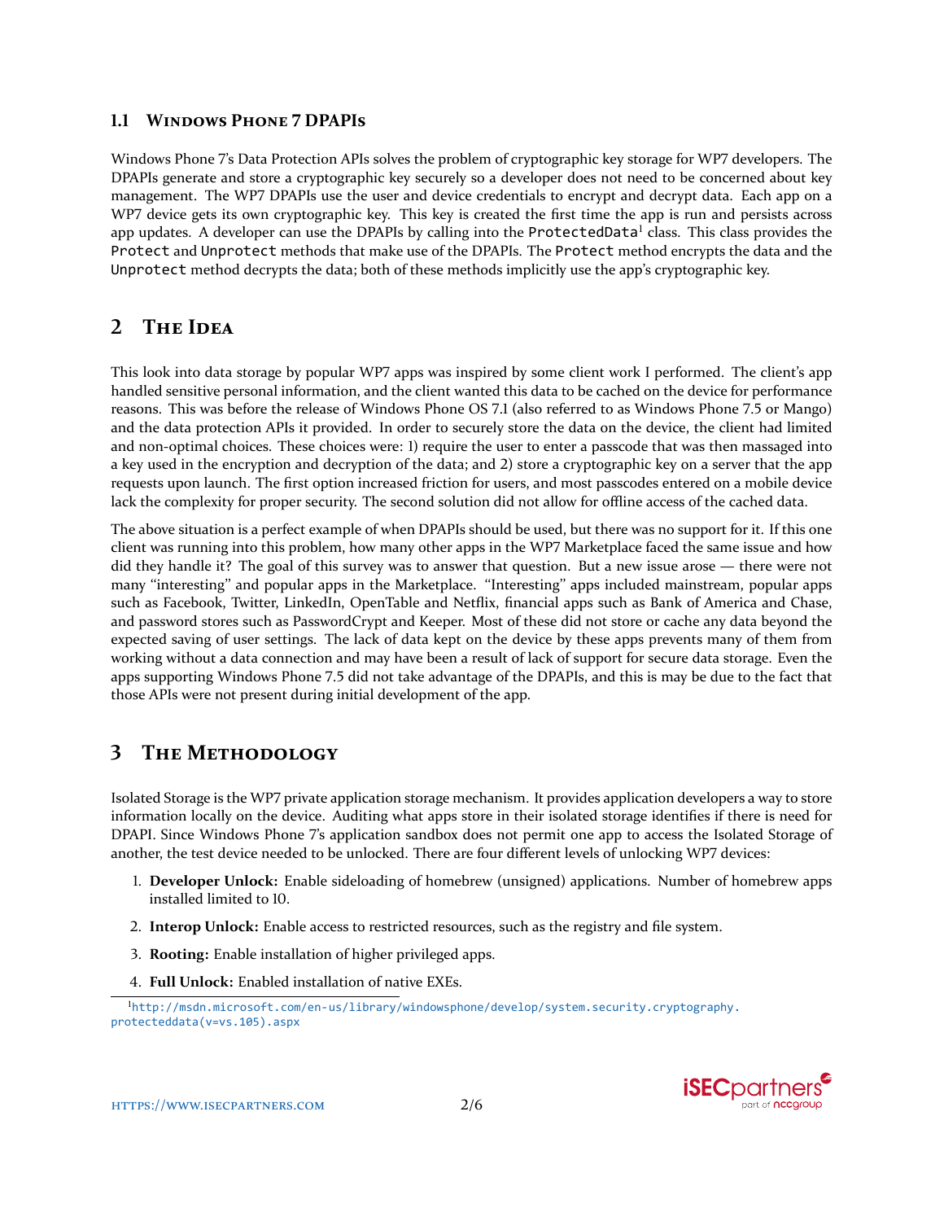### 1.1 Windows Phone 7 DPAPIs

Windows Phone 7's Data Protection APIs solves the problem of cryptographic key storage for WP7 developers. The DPAPIs generate and store a cryptographic key securely so a developer does not need to be concerned about key management. The WP7 DPAPIs use the user and device credentials to encrypt and decrypt data. Each app on a WP7 device gets its own cryptographic key. This key is created the first time the app is run and persists across app updates. A developer can use the DPAPIs by calling into the `ProtectedData`[1] class. This class provides the `Protect` and `Unprotect` methods that make use of the DPAPIs. The `Protect` method encrypts the data and the `Unprotect` method decrypts the data; both of these methods implicitly use the app's cryptographic key.

## 2 The Idea

This look into data storage by popular WP7 apps was inspired by some client work I performed. The client's app handled sensitive personal information, and the client wanted this data to be cached on the device for performance reasons. This was before the release of Windows Phone OS 7.1 (also referred to as Windows Phone 7.5 or Mango) and the data protection APIs it provided. In order to securely store the data on the device, the client had limited and non-optimal choices. These choices were: 1) require the user to enter a passcode that was then massaged into a key used in the encryption and decryption of the data; and 2) store a cryptographic key on a server that the app requests upon launch. The first option increased friction for users, and most passcodes entered on a mobile device lack the complexity for proper security. The second solution did not allow for offline access of the cached data.

The above situation is a perfect example of when DPAPIs should be used, but there was no support for it. If this one client was running into this problem, how many other apps in the WP7 Marketplace faced the same issue and how did they handle it? The goal of this survey was to answer that question. But a new issue arose — there were not many "interesting" and popular apps in the Marketplace. "Interesting" apps included mainstream, popular apps such as Facebook, Twitter, LinkedIn, OpenTable and Netflix, financial apps such as Bank of America and Chase, and password stores such as PasswordCrypt and Keeper. Most of these did not store or cache any data beyond the expected saving of user settings. The lack of data kept on the device by these apps prevents many of them from working without a data connection and may have been a result of lack of support for secure data storage. Even the apps supporting Windows Phone 7.5 did not take advantage of the DPAPIs, and this is may be due to the fact that those APIs were not present during initial development of the app.

## 3 The Methodology

Isolated Storage is the WP7 private application storage mechanism. It provides application developers a way to store information locally on the device. Auditing what apps store in their isolated storage identifies if there is need for DPAPI. Since Windows Phone 7's application sandbox does not permit one app to access the Isolated Storage of another, the test device needed to be unlocked. There are four different levels of unlocking WP7 devices:

1. **Developer Unlock:** Enable sideloading of homebrew (unsigned) applications. Number of homebrew apps installed limited to 10.
2. **Interop Unlock:** Enable access to restricted resources, such as the registry and file system.
3. **Rooting:** Enable installation of higher privileged apps.
4. **Full Unlock:** Enabled installation of native EXEs.

[1] http://msdn.microsoft.com/en-us/library/windowsphone/develop/system.security.cryptography.protecteddata(v=vs.105).aspx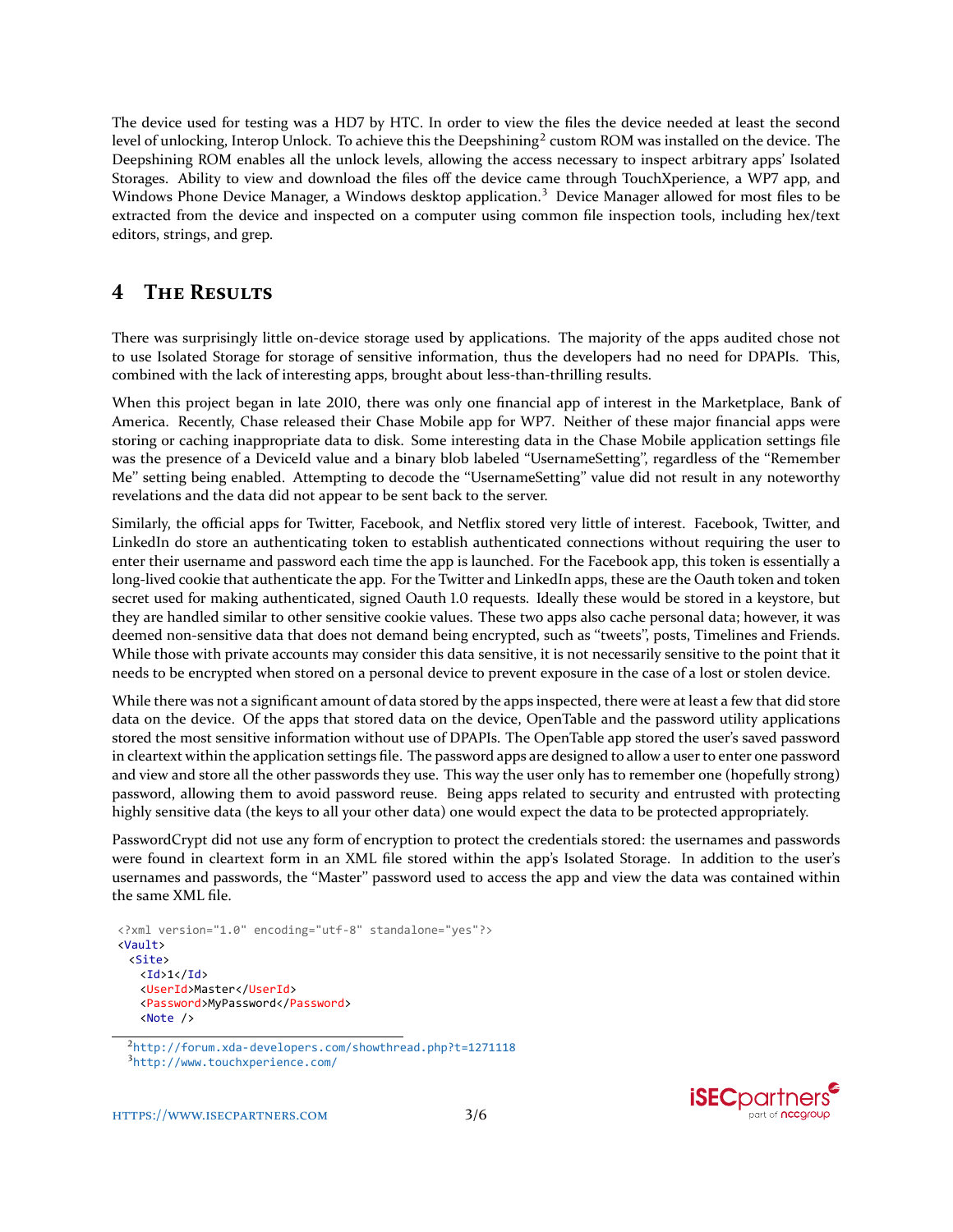The device used for testing was a HD7 by HTC. In order to view the files the device needed at least the second level of unlocking, Interop Unlock. To achieve this the Deepshining[2] custom ROM was installed on the device. The Deepshining ROM enables all the unlock levels, allowing the access necessary to inspect arbitrary apps' Isolated Storages. Ability to view and download the files off the device came through TouchXperience, a WP7 app, and Windows Phone Device Manager, a Windows desktop application.[3] Device Manager allowed for most files to be extracted from the device and inspected on a computer using common file inspection tools, including hex/text editors, strings, and grep.

## 4 The Results

There was surprisingly little on-device storage used by applications. The majority of the apps audited chose not to use Isolated Storage for storage of sensitive information, thus the developers had no need for DPAPIs. This, combined with the lack of interesting apps, brought about less-than-thrilling results.

When this project began in late 2010, there was only one financial app of interest in the Marketplace, Bank of America. Recently, Chase released their Chase Mobile app for WP7. Neither of these major financial apps were storing or caching inappropriate data to disk. Some interesting data in the Chase Mobile application settings file was the presence of a DeviceId value and a binary blob labeled "UsernameSetting", regardless of the "Remember Me" setting being enabled. Attempting to decode the "UsernameSetting" value did not result in any noteworthy revelations and the data did not appear to be sent back to the server.

Similarly, the official apps for Twitter, Facebook, and Netflix stored very little of interest. Facebook, Twitter, and LinkedIn do store an authenticating token to establish authenticated connections without requiring the user to enter their username and password each time the app is launched. For the Facebook app, this token is essentially a long-lived cookie that authenticate the app. For the Twitter and LinkedIn apps, these are the Oauth token and token secret used for making authenticated, signed Oauth 1.0 requests. Ideally these would be stored in a keystore, but they are handled similar to other sensitive cookie values. These two apps also cache personal data; however, it was deemed non-sensitive data that does not demand being encrypted, such as "tweets", posts, Timelines and Friends. While those with private accounts may consider this data sensitive, it is not necessarily sensitive to the point that it needs to be encrypted when stored on a personal device to prevent exposure in the case of a lost or stolen device.

While there was not a significant amount of data stored by the apps inspected, there were at least a few that did store data on the device. Of the apps that stored data on the device, OpenTable and the password utility applications stored the most sensitive information without use of DPAPIs. The OpenTable app stored the user's saved password in cleartext within the application settings file. The password apps are designed to allow a user to enter one password and view and store all the other passwords they use. This way the user only has to remember one (hopefully strong) password, allowing them to avoid password reuse. Being apps related to security and entrusted with protecting highly sensitive data (the keys to all your other data) one would expect the data to be protected appropriately.

PasswordCrypt did not use any form of encryption to protect the credentials stored: the usernames and passwords were found in cleartext form in an XML file stored within the app's Isolated Storage. In addition to the user's usernames and passwords, the "Master" password used to access the app and view the data was contained within the same XML file.

```
<?xml version="1.0" encoding="utf-8" standalone="yes"?>
<Vault>
  <Site>
    <Id>1</Id>
    <UserId>Master</UserId>
    <Password>MyPassword</Password>
    <Note />
```

[2] http://forum.xda-developers.com/showthread.php?t=1271118

[3] http://www.touchxperience.com/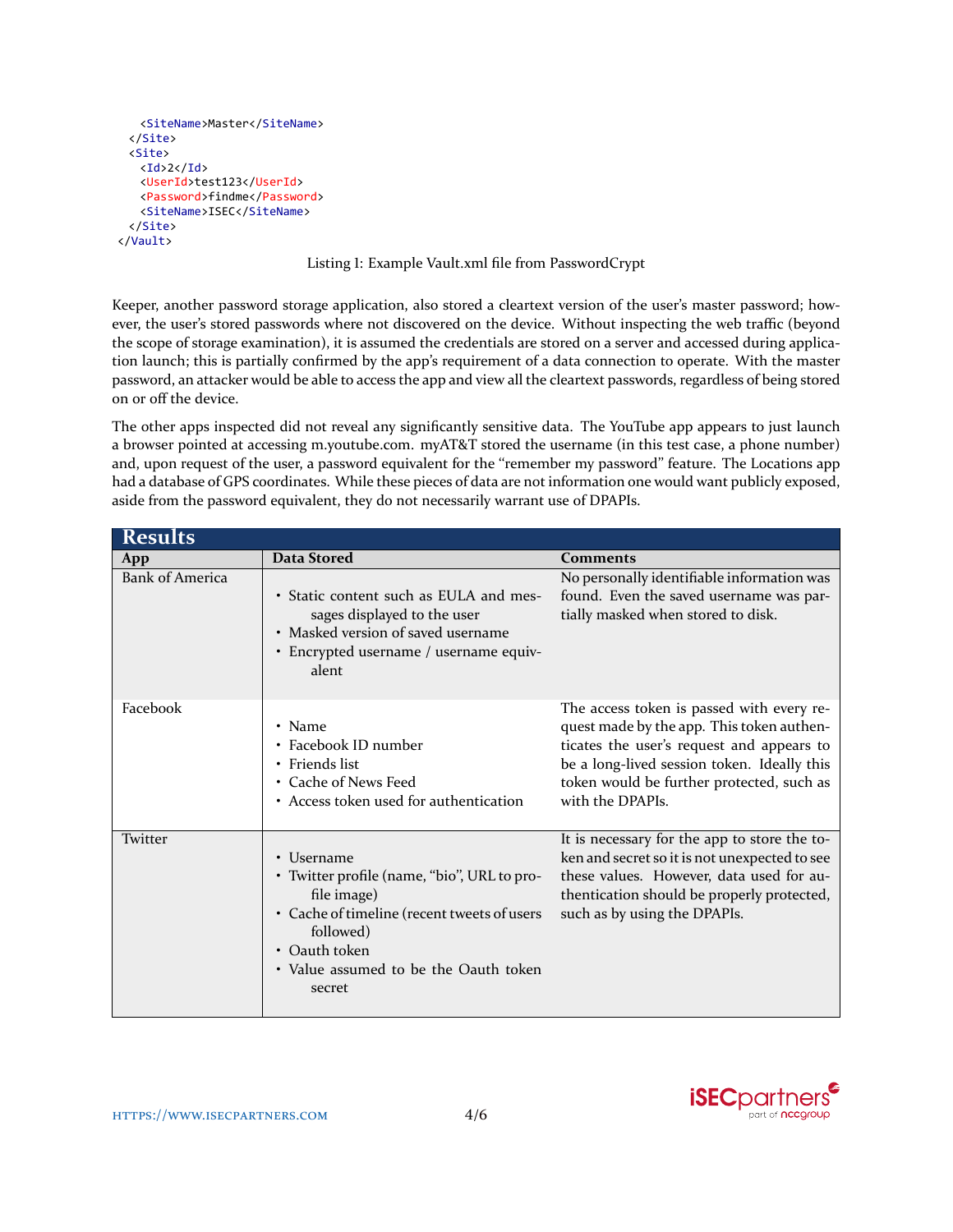```xml
    <SiteName>Master</SiteName>
  </Site>
  <Site>
    <Id>2</Id>
    <UserId>test123</UserId>
    <Password>findme</Password>
    <SiteName>ISEC</SiteName>
  </Site>
</Vault>
```

Listing 1: Example Vault.xml file from PasswordCrypt

Keeper, another password storage application, also stored a cleartext version of the user's master password; however, the user's stored passwords where not discovered on the device. Without inspecting the web traffic (beyond the scope of storage examination), it is assumed the credentials are stored on a server and accessed during application launch; this is partially confirmed by the app's requirement of a data connection to operate. With the master password, an attacker would be able to access the app and view all the cleartext passwords, regardless of being stored on or off the device.

The other apps inspected did not reveal any significantly sensitive data. The YouTube app appears to just launch a browser pointed at accessing m.youtube.com. myAT&T stored the username (in this test case, a phone number) and, upon request of the user, a password equivalent for the "remember my password" feature. The Locations app had a database of GPS coordinates. While these pieces of data are not information one would want publicly exposed, aside from the password equivalent, they do not necessarily warrant use of DPAPIs.

**Results**

| App | Data Stored | Comments |
|---|---|---|
| Bank of America | • Static content such as EULA and messages displayed to the user<br>• Masked version of saved username<br>• Encrypted username / username equivalent | No personally identifiable information was found. Even the saved username was partially masked when stored to disk. |
| Facebook | • Name<br>• Facebook ID number<br>• Friends list<br>• Cache of News Feed<br>• Access token used for authentication | The access token is passed with every request made by the app. This token authenticates the user's request and appears to be a long-lived session token. Ideally this token would be further protected, such as with the DPAPIs. |
| Twitter | • Username<br>• Twitter profile (name, "bio", URL to profile image)<br>• Cache of timeline (recent tweets of users followed)<br>• Oauth token<br>• Value assumed to be the Oauth token secret | It is necessary for the app to store the token and secret so it is not unexpected to see these values. However, data used for authentication should be properly protected, such as by using the DPAPIs. |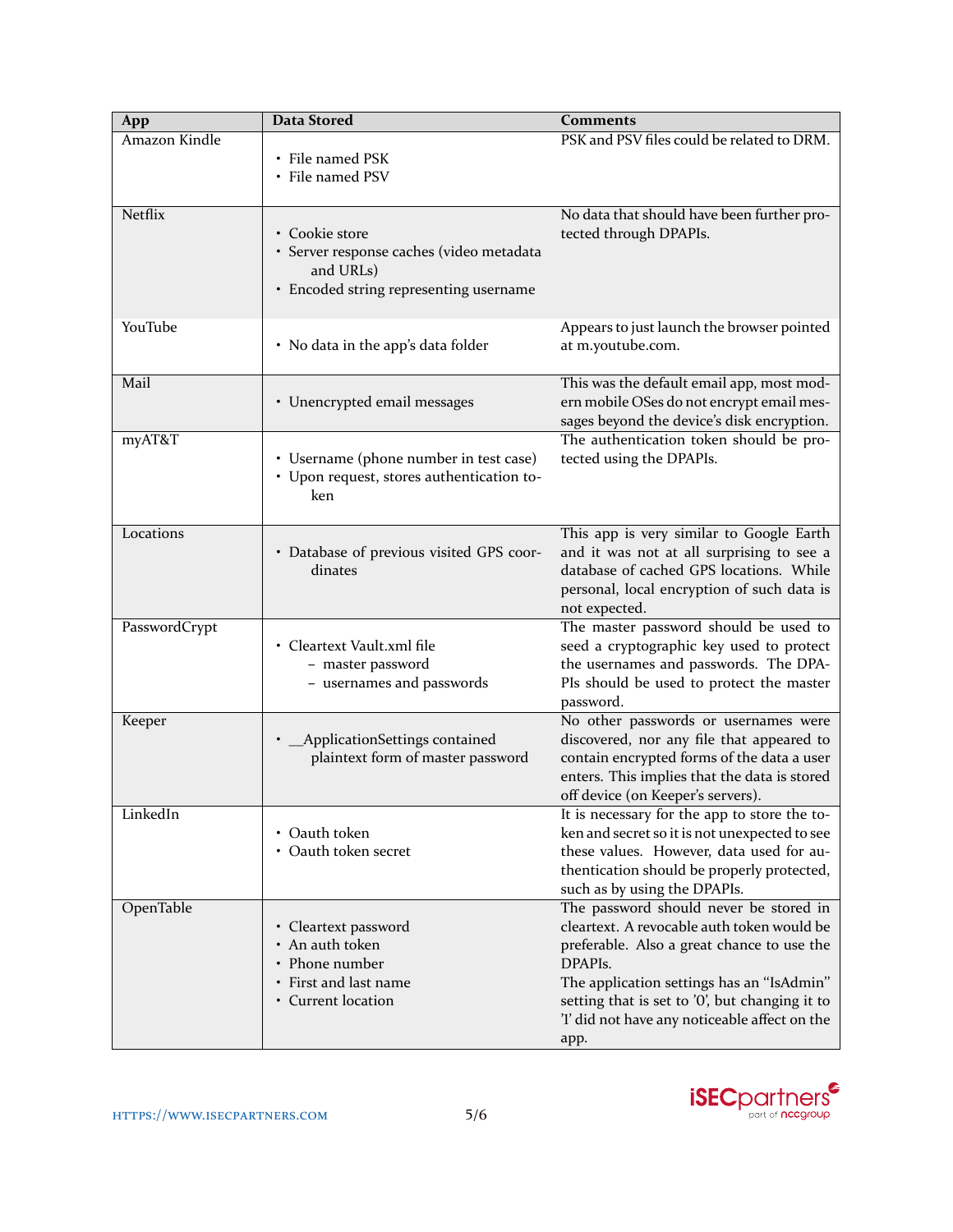| App | Data Stored | Comments |
|---|---|---|
| Amazon Kindle | • File named PSK<br>• File named PSV | PSK and PSV files could be related to DRM. |
| Netflix | • Cookie store<br>• Server response caches (video metadata and URLs)<br>• Encoded string representing username | No data that should have been further protected through DPAPIs. |
| YouTube | • No data in the app's data folder | Appears to just launch the browser pointed at m.youtube.com. |
| Mail | • Unencrypted email messages | This was the default email app, most modern mobile OSes do not encrypt email messages beyond the device's disk encryption. |
| myAT&T | • Username (phone number in test case)<br>• Upon request, stores authentication token | The authentication token should be protected using the DPAPIs. |
| Locations | • Database of previous visited GPS coordinates | This app is very similar to Google Earth and it was not at all surprising to see a database of cached GPS locations. While personal, local encryption of such data is not expected. |
| PasswordCrypt | • Cleartext Vault.xml file<br>  – master password<br>  – usernames and passwords | The master password should be used to seed a cryptographic key used to protect the usernames and passwords. The DPAPIs should be used to protect the master password. |
| Keeper | • __ApplicationSettings contained plaintext form of master password | No other passwords or usernames were discovered, nor any file that appeared to contain encrypted forms of the data a user enters. This implies that the data is stored off device (on Keeper's servers). |
| LinkedIn | • Oauth token<br>• Oauth token secret | It is necessary for the app to store the token and secret so it is not unexpected to see these values. However, data used for authentication should be properly protected, such as by using the DPAPIs. |
| OpenTable | • Cleartext password<br>• An auth token<br>• Phone number<br>• First and last name<br>• Current location | The password should never be stored in cleartext. A revocable auth token would be preferable. Also a great chance to use the DPAPIs.<br>The application settings has an "IsAdmin" setting that is set to '0', but changing it to '1' did not have any noticeable affect on the app. |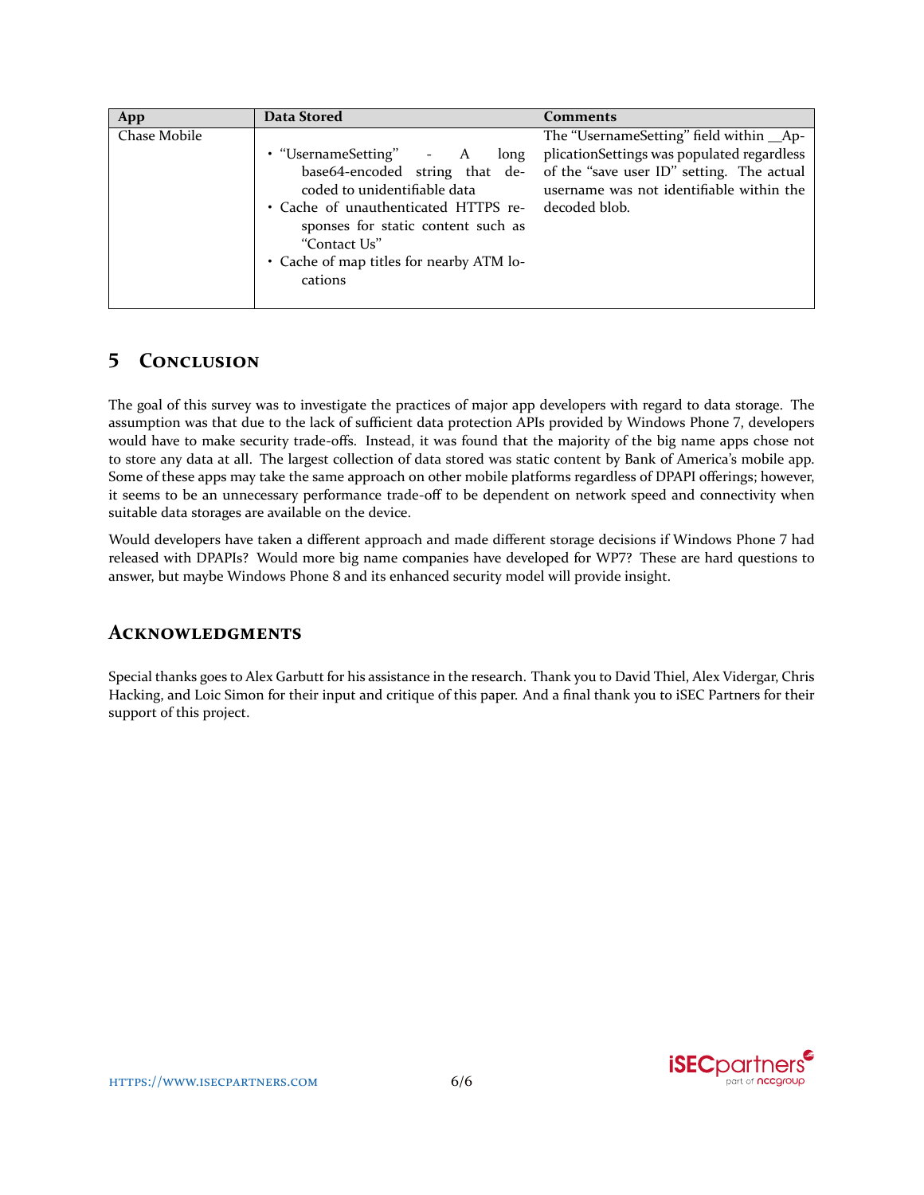| App | Data Stored | Comments |
| --- | --- | --- |
| Chase Mobile | • "UsernameSetting" - A long base64-encoded string that decoded to unidentifiable data<br>• Cache of unauthenticated HTTPS responses for static content such as "Contact Us"<br>• Cache of map titles for nearby ATM locations | The "UsernameSetting" field within __ApplicationSettings was populated regardless of the "save user ID" setting. The actual username was not identifiable within the decoded blob. |

## 5 Conclusion

The goal of this survey was to investigate the practices of major app developers with regard to data storage. The assumption was that due to the lack of sufficient data protection APIs provided by Windows Phone 7, developers would have to make security trade-offs. Instead, it was found that the majority of the big name apps chose not to store any data at all. The largest collection of data stored was static content by Bank of America's mobile app. Some of these apps may take the same approach on other mobile platforms regardless of DPAPI offerings; however, it seems to be an unnecessary performance trade-off to be dependent on network speed and connectivity when suitable data storages are available on the device.

Would developers have taken a different approach and made different storage decisions if Windows Phone 7 had released with DPAPIs? Would more big name companies have developed for WP7? These are hard questions to answer, but maybe Windows Phone 8 and its enhanced security model will provide insight.

## Acknowledgments

Special thanks goes to Alex Garbutt for his assistance in the research. Thank you to David Thiel, Alex Vidergar, Chris Hacking, and Loic Simon for their input and critique of this paper. And a final thank you to iSEC Partners for their support of this project.